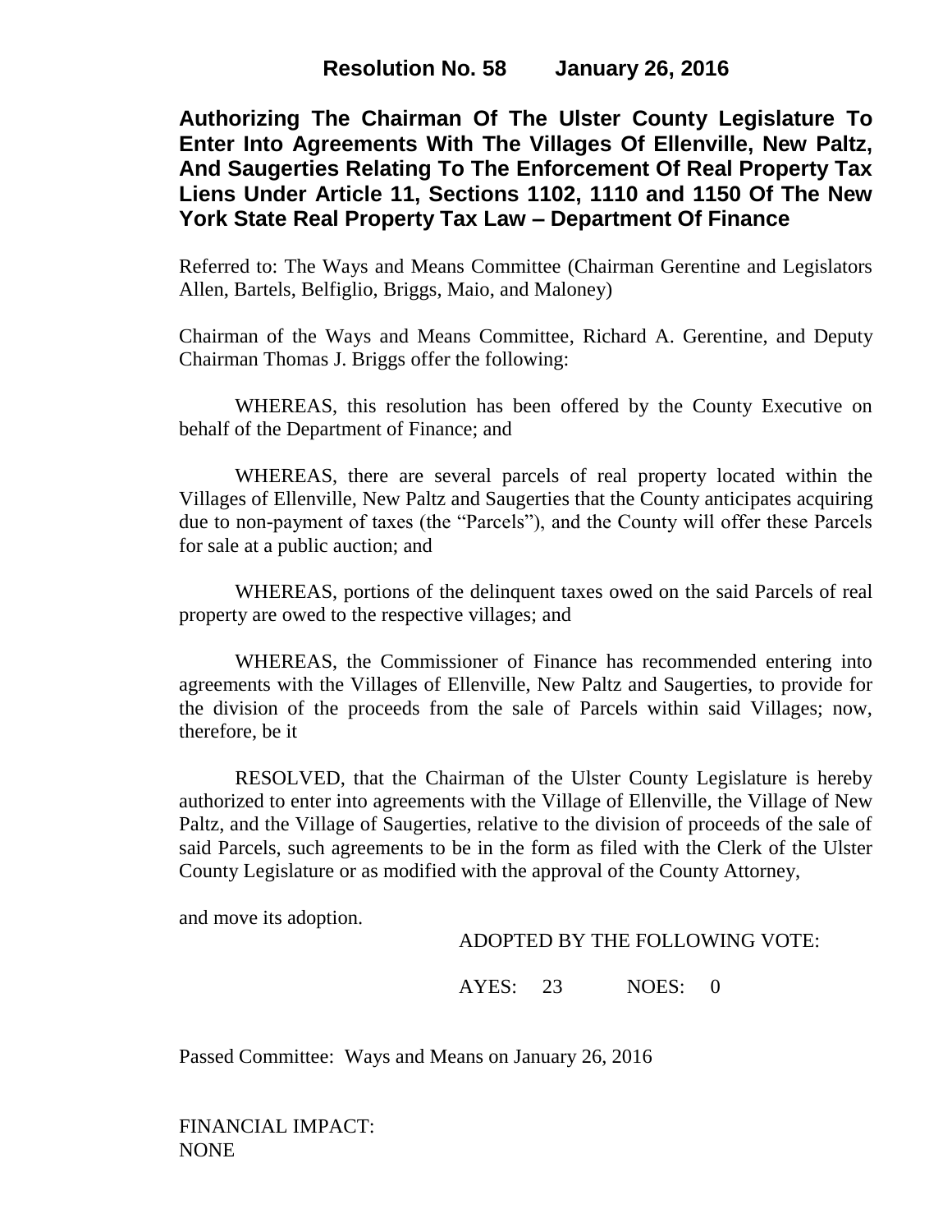**Resolution No. 58 January 26, 2016**

# Authorizing The Chairman Of The Ulster County Legislature To Enter Into Agreements With The Villages Of Ellenville, New Paltz, And Saugerties Relating To The Enforcement Of Real Property Tax Liens Under Article 11, Sections 1102, 1110 and 1150 Of The New York State Real Property Tax Law – Department Of Finance

Referred to: The Ways and Means Committee (Chairman Gerentine and Legislators Allen, Bartels, Belfiglio, Briggs, Maio, and Maloney)

Chairman of the Ways and Means Committee, Richard A. Gerentine, and Deputy Chairman Thomas J. Briggs offer the following:

WHEREAS, this resolution has been offered by the County Executive on behalf of the Department of Finance; and

WHEREAS, there are several parcels of real property located within the Villages of Ellenville, New Paltz and Saugerties that the County anticipates acquiring due to non-payment of taxes (the "Parcels"), and the County will offer these Parcels for sale at a public auction; and

WHEREAS, portions of the delinquent taxes owed on the said Parcels of real property are owed to the respective villages; and

WHEREAS, the Commissioner of Finance has recommended entering into agreements with the Villages of Ellenville, New Paltz and Saugerties, to provide for the division of the proceeds from the sale of Parcels within said Villages; now, therefore, be it

RESOLVED, that the Chairman of the Ulster County Legislature is hereby authorized to enter into agreements with the Village of Ellenville, the Village of New Paltz, and the Village of Saugerties, relative to the division of proceeds of the sale of said Parcels, such agreements to be in the form as filed with the Clerk of the Ulster County Legislature or as modified with the approval of the County Attorney,

and move its adoption.

ADOPTED BY THE FOLLOWING VOTE:

AYES: 23 NOES: 0

Passed Committee: Ways and Means on January 26, 2016

FINANCIAL IMPACT:
NONE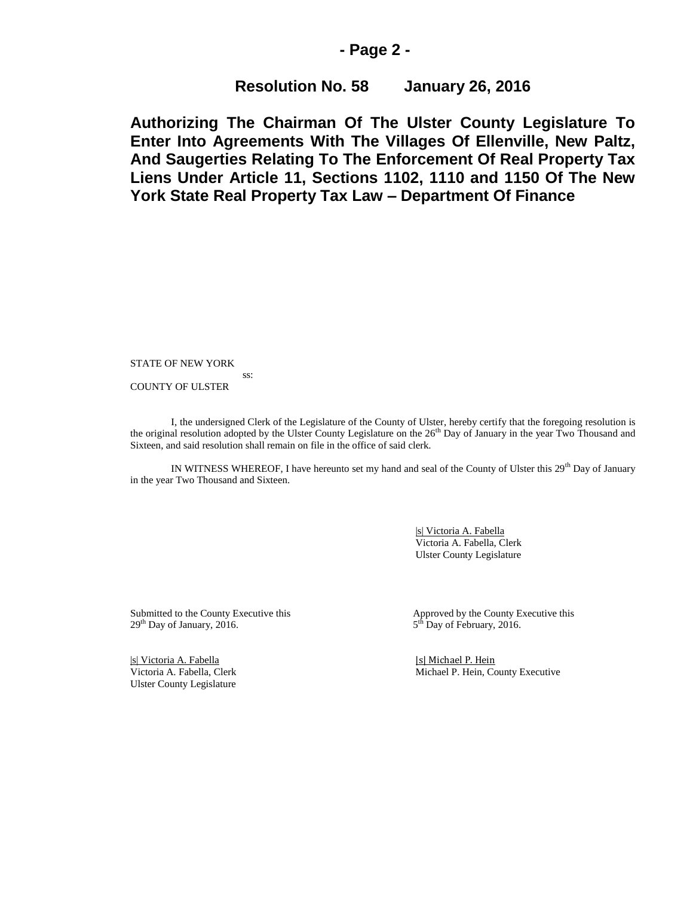**Resolution No. 58 January 26, 2016**

**Authorizing The Chairman Of The Ulster County Legislature To Enter Into Agreements With The Villages Of Ellenville, New Paltz, And Saugerties Relating To The Enforcement Of Real Property Tax Liens Under Article 11, Sections 1102, 1110 and 1150 Of The New York State Real Property Tax Law – Department Of Finance**

STATE OF NEW YORK
ss:
COUNTY OF ULSTER

I, the undersigned Clerk of the Legislature of the County of Ulster, hereby certify that the foregoing resolution is the original resolution adopted by the Ulster County Legislature on the 26th Day of January in the year Two Thousand and Sixteen, and said resolution shall remain on file in the office of said clerk.

IN WITNESS WHEREOF, I have hereunto set my hand and seal of the County of Ulster this 29th Day of January in the year Two Thousand and Sixteen.

|s| Victoria A. Fabella
Victoria A. Fabella, Clerk
Ulster County Legislature

Submitted to the County Executive this 29th Day of January, 2016.

|s| Victoria A. Fabella
Victoria A. Fabella, Clerk
Ulster County Legislature

Approved by the County Executive this 5th Day of February, 2016.

|s| Michael P. Hein
Michael P. Hein, County Executive